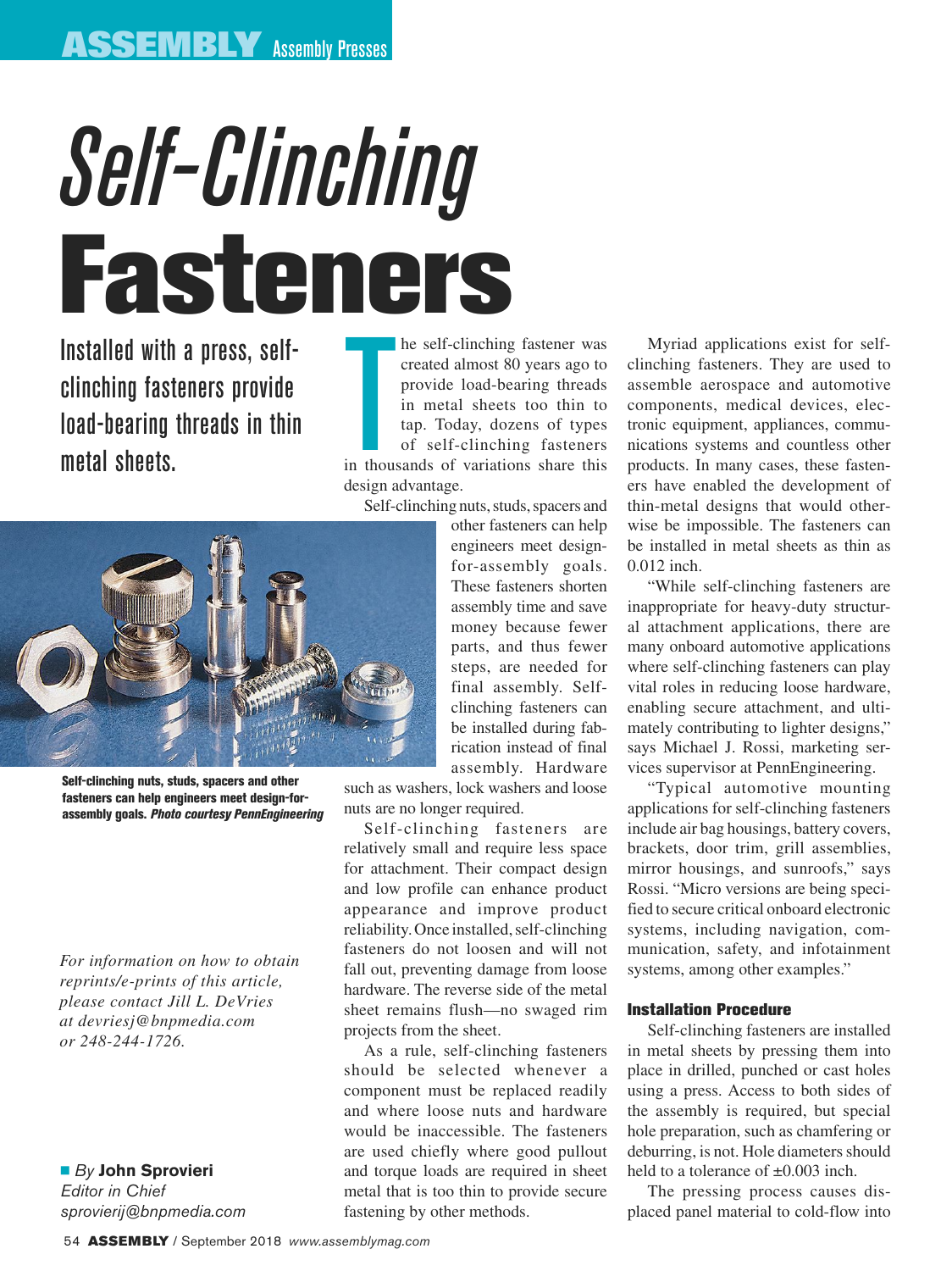# *Self-Clinching* Fasteners

Installed with a press, self-clinching fasteners provide load-bearing threads in thin metal sheets.

■ *By* **John Sprovieri**
*Editor in Chief*
*sprovierij@bnpmedia.com*

The self-clinching fastener was created almost 80 years ago to provide load-bearing threads in metal sheets too thin to tap. Today, dozens of types of self-clinching fasteners in thousands of variations share this design advantage.

Self-clinching nuts, studs, spacers and other fasteners can help engineers meet design-for-assembly goals. These fasteners shorten assembly time and save money because fewer parts, and thus fewer steps, are needed for final assembly. Self-clinching fasteners can be installed during fabrication instead of final assembly. Hardware such as washers, lock washers and loose nuts are no longer required.

**Self-clinching nuts, studs, spacers and other fasteners can help engineers meet design-for-assembly goals.** ***Photo courtesy PennEngineering***

Self-clinching fasteners are relatively small and require less space for attachment. Their compact design and low profile can enhance product appearance and improve product reliability. Once installed, self-clinching fasteners do not loosen and will not fall out, preventing damage from loose hardware. The reverse side of the metal sheet remains flush—no swaged rim projects from the sheet.

As a rule, self-clinching fasteners should be selected whenever a component must be replaced readily and where loose nuts and hardware would be inaccessible. The fasteners are used chiefly where good pullout and torque loads are required in sheet metal that is too thin to provide secure fastening by other methods.

Myriad applications exist for self-clinching fasteners. They are used to assemble aerospace and automotive components, medical devices, electronic equipment, appliances, communications systems and countless other products. In many cases, these fasteners have enabled the development of thin-metal designs that would otherwise be impossible. The fasteners can be installed in metal sheets as thin as 0.012 inch.

"While self-clinching fasteners are inappropriate for heavy-duty structural attachment applications, there are many onboard automotive applications where self-clinching fasteners can play vital roles in reducing loose hardware, enabling secure attachment, and ultimately contributing to lighter designs," says Michael J. Rossi, marketing services supervisor at PennEngineering.

"Typical automotive mounting applications for self-clinching fasteners include air bag housings, battery covers, brackets, door trim, grill assemblies, mirror housings, and sunroofs," says Rossi. "Micro versions are being specified to secure critical onboard electronic systems, including navigation, communication, safety, and infotainment systems, among other examples."

### Installation Procedure

Self-clinching fasteners are installed in metal sheets by pressing them into place in drilled, punched or cast holes using a press. Access to both sides of the assembly is required, but special hole preparation, such as chamfering or deburring, is not. Hole diameters should held to a tolerance of ±0.003 inch.

The pressing process causes displaced panel material to cold-flow into

*For information on how to obtain reprints/e-prints of this article, please contact Jill L. DeVries at devriesj@bnpmedia.com or 248-244-1726.*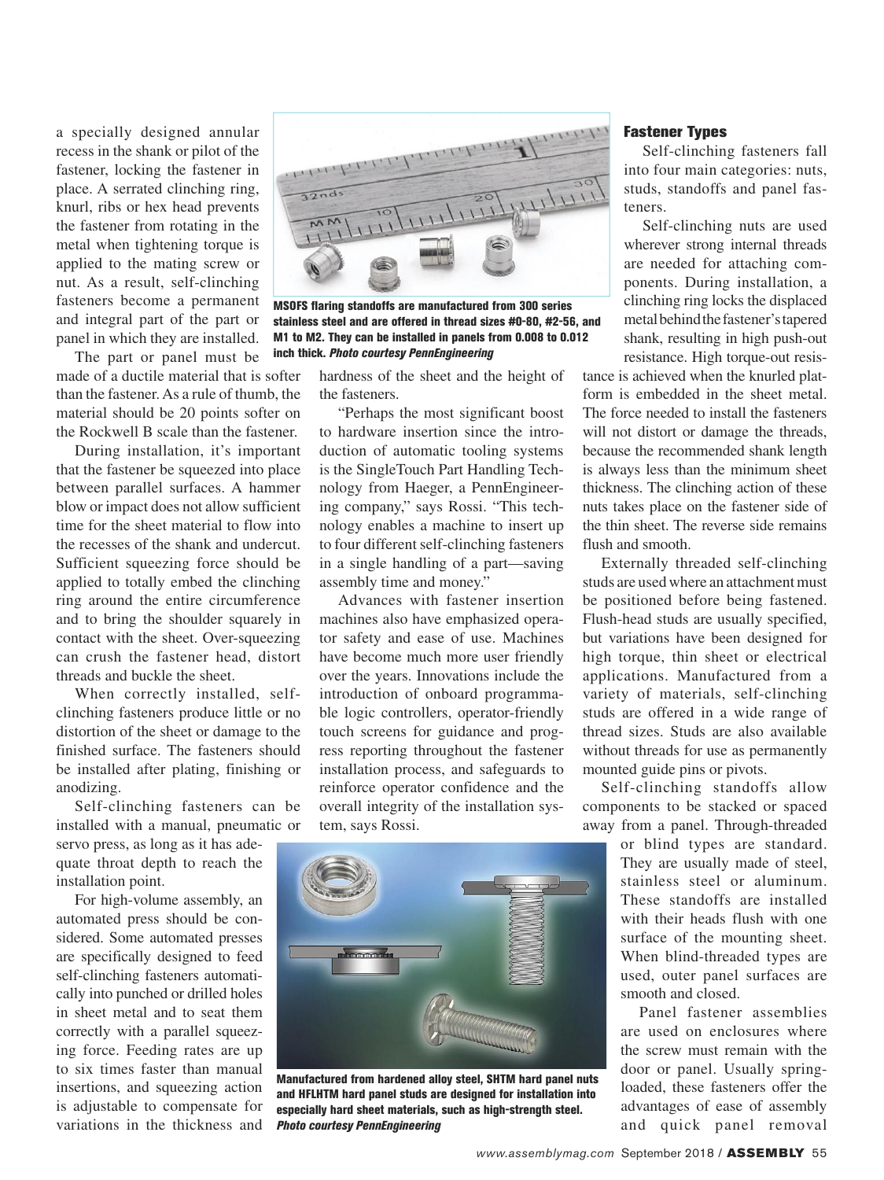a specially designed annular recess in the shank or pilot of the fastener, locking the fastener in place. A serrated clinching ring, knurl, ribs or hex head prevents the fastener from rotating in the metal when tightening torque is applied to the mating screw or nut. As a result, self-clinching fasteners become a permanent and integral part of the part or panel in which they are installed.

The part or panel must be made of a ductile material that is softer than the fastener. As a rule of thumb, the material should be 20 points softer on the Rockwell B scale than the fastener.

During installation, it's important that the fastener be squeezed into place between parallel surfaces. A hammer blow or impact does not allow sufficient time for the sheet material to flow into the recesses of the shank and undercut. Sufficient squeezing force should be applied to totally embed the clinching ring around the entire circumference and to bring the shoulder squarely in contact with the sheet. Over-squeezing can crush the fastener head, distort threads and buckle the sheet.

When correctly installed, self-clinching fasteners produce little or no distortion of the sheet or damage to the finished surface. The fasteners should be installed after plating, finishing or anodizing.

Self-clinching fasteners can be installed with a manual, pneumatic or servo press, as long as it has adequate throat depth to reach the installation point.

For high-volume assembly, an automated press should be considered. Some automated presses are specifically designed to feed self-clinching fasteners automatically into punched or drilled holes in sheet metal and to seat them correctly with a parallel squeezing force. Feeding rates are up to six times faster than manual insertions, and squeezing action is adjustable to compensate for variations in the thickness and hardness of the sheet and the height of the fasteners.

**MSOFS flaring standoffs are manufactured from 300 series stainless steel and are offered in thread sizes #0-80, #2-56, and M1 to M2. They can be installed in panels from 0.008 to 0.012 inch thick.** ***Photo courtesy PennEngineering***

"Perhaps the most significant boost to hardware insertion since the introduction of automatic tooling systems is the SingleTouch Part Handling Technology from Haeger, a PennEngineering company," says Rossi. "This technology enables a machine to insert up to four different self-clinching fasteners in a single handling of a part—saving assembly time and money."

Advances with fastener insertion machines also have emphasized operator safety and ease of use. Machines have become much more user friendly over the years. Innovations include the introduction of onboard programmable logic controllers, operator-friendly touch screens for guidance and progress reporting throughout the fastener installation process, and safeguards to reinforce operator confidence and the overall integrity of the installation system, says Rossi.

**Manufactured from hardened alloy steel, SHTM hard panel nuts and HFLHTM hard panel studs are designed for installation into especially hard sheet materials, such as high-strength steel.** ***Photo courtesy PennEngineering***

## Fastener Types

Self-clinching fasteners fall into four main categories: nuts, studs, standoffs and panel fasteners.

Self-clinching nuts are used wherever strong internal threads are needed for attaching components. During installation, a clinching ring locks the displaced metal behind the fastener's tapered shank, resulting in high push-out resistance. High torque-out resistance is achieved when the knurled platform is embedded in the sheet metal. The force needed to install the fasteners will not distort or damage the threads, because the recommended shank length is always less than the minimum sheet thickness. The clinching action of these nuts takes place on the fastener side of the thin sheet. The reverse side remains flush and smooth.

Externally threaded self-clinching studs are used where an attachment must be positioned before being fastened. Flush-head studs are usually specified, but variations have been designed for high torque, thin sheet or electrical applications. Manufactured from a variety of materials, self-clinching studs are offered in a wide range of thread sizes. Studs are also available without threads for use as permanently mounted guide pins or pivots.

Self-clinching standoffs allow components to be stacked or spaced away from a panel. Through-threaded or blind types are standard. They are usually made of steel, stainless steel or aluminum. These standoffs are installed with their heads flush with one surface of the mounting sheet. When blind-threaded types are used, outer panel surfaces are smooth and closed.

Panel fastener assemblies are used on enclosures where the screw must remain with the door or panel. Usually spring-loaded, these fasteners offer the advantages of ease of assembly and quick panel removal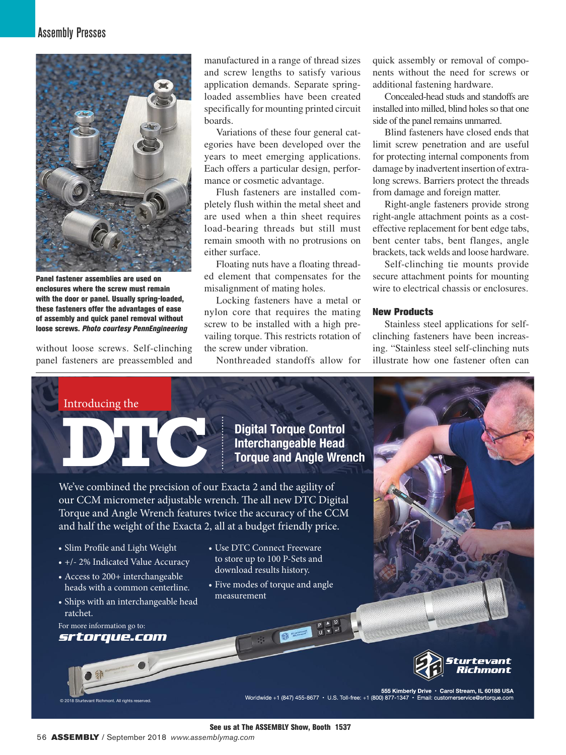Panel fastener assemblies are used on enclosures where the screw must remain with the door or panel. Usually spring-loaded, these fasteners offer the advantages of ease of assembly and quick panel removal without loose screws. *Photo courtesy PennEngineering*

without loose screws. Self-clinching panel fasteners are preassembled and manufactured in a range of thread sizes and screw lengths to satisfy various application demands. Separate spring-loaded assemblies have been created specifically for mounting printed circuit boards.

Variations of these four general categories have been developed over the years to meet emerging applications. Each offers a particular design, performance or cosmetic advantage.

Flush fasteners are installed completely flush within the metal sheet and are used when a thin sheet requires load-bearing threads but still must remain smooth with no protrusions on either surface.

Floating nuts have a floating threaded element that compensates for the misalignment of mating holes.

Locking fasteners have a metal or nylon core that requires the mating screw to be installed with a high prevailing torque. This restricts rotation of the screw under vibration.

Nonthreaded standoffs allow for quick assembly or removal of components without the need for screws or additional fastening hardware.

Concealed-head studs and standoffs are installed into milled, blind holes so that one side of the panel remains unmarred.

Blind fasteners have closed ends that limit screw penetration and are useful for protecting internal components from damage by inadvertent insertion of extra-long screws. Barriers protect the threads from damage and foreign matter.

Right-angle fasteners provide strong right-angle attachment points as a cost-effective replacement for bent edge tabs, bent center tabs, bent flanges, angle brackets, tack welds and loose hardware.

Self-clinching tie mounts provide secure attachment points for mounting wire to electrical chassis or enclosures.

## New Products

Stainless steel applications for self-clinching fasteners have been increasing. "Stainless steel self-clinching nuts illustrate how one fastener often can

Introducing the

# DTC

**Digital Torque Control Interchangeable Head Torque and Angle Wrench**

We've combined the precision of our Exacta 2 and the agility of our CCM micrometer adjustable wrench. The all new DTC Digital Torque and Angle Wrench features twice the accuracy of the CCM and half the weight of the Exacta 2, all at a budget friendly price.

- Slim Profile and Light Weight
- +/- 2% Indicated Value Accuracy
- Access to 200+ interchangeable heads with a common centerline.
- Ships with an interchangeable head ratchet.
- Use DTC Connect Freeware to store up to 100 P-Sets and download results history.
- Five modes of torque and angle measurement

For more information go to:
**srtorque.com**

Sturtevant Richmont

555 Kimberly Drive • Carol Stream, IL 60188 USA
Worldwide +1 (847) 455-8677 • U.S. Toll-free: +1 (800) 877-1347 • Email: customerservice@srtorque.com

© 2018 Sturtevant Richmont. All rights reserved.

See us at The ASSEMBLY Show, Booth 1537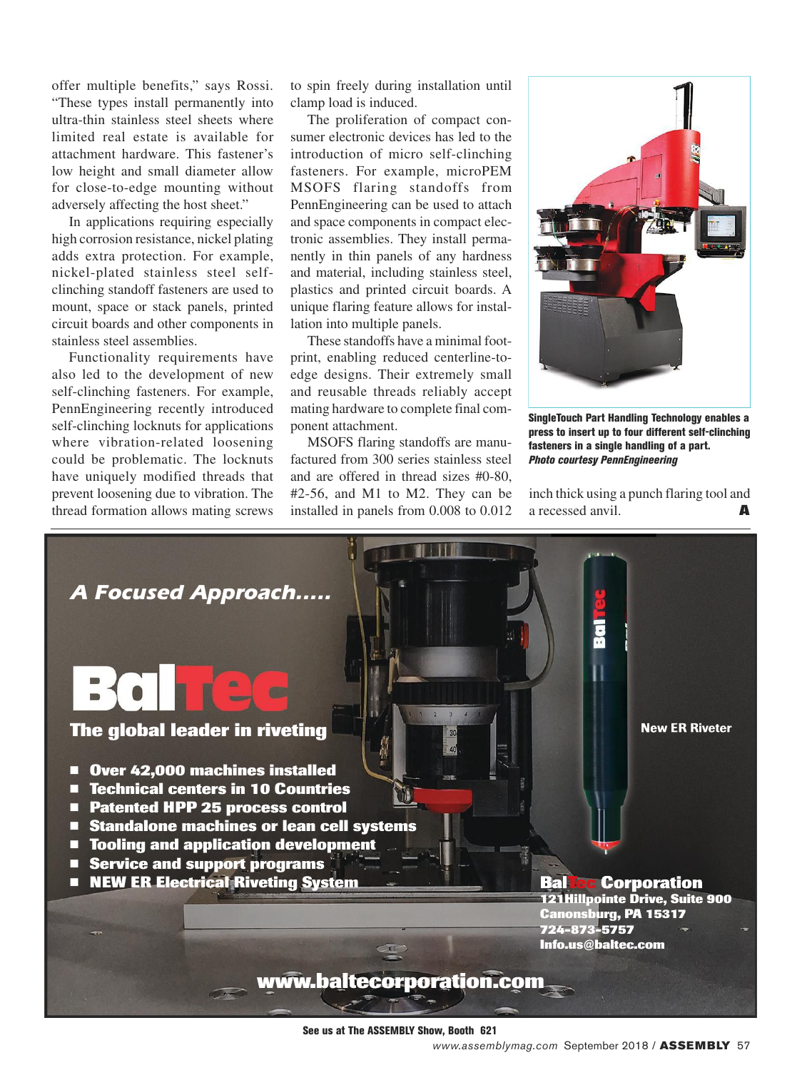offer multiple benefits," says Rossi. "These types install permanently into ultra-thin stainless steel sheets where limited real estate is available for attachment hardware. This fastener's low height and small diameter allow for close-to-edge mounting without adversely affecting the host sheet."

In applications requiring especially high corrosion resistance, nickel plating adds extra protection. For example, nickel-plated stainless steel self-clinching standoff fasteners are used to mount, space or stack panels, printed circuit boards and other components in stainless steel assemblies.

Functionality requirements have also led to the development of new self-clinching fasteners. For example, PennEngineering recently introduced self-clinching locknuts for applications where vibration-related loosening could be problematic. The locknuts have uniquely modified threads that prevent loosening due to vibration. The thread formation allows mating screws to spin freely during installation until clamp load is induced.

The proliferation of compact consumer electronic devices has led to the introduction of micro self-clinching fasteners. For example, microPEM MSOFS flaring standoffs from PennEngineering can be used to attach and space components in compact electronic assemblies. They install permanently in thin panels of any hardness and material, including stainless steel, plastics and printed circuit boards. A unique flaring feature allows for installation into multiple panels.

These standoffs have a minimal footprint, enabling reduced centerline-to-edge designs. Their extremely small and reusable threads reliably accept mating hardware to complete final component attachment.

MSOFS flaring standoffs are manufactured from 300 series stainless steel and are offered in thread sizes #0-80, #2-56, and M1 to M2. They can be installed in panels from 0.008 to 0.012 inch thick using a punch flaring tool and a recessed anvil. **A**

**SingleTouch Part Handling Technology enables a press to insert up to four different self-clinching fasteners in a single handling of a part.** ***Photo courtesy PennEngineering***

*A Focused Approach.....*

**BalTec**

**The global leader in riveting**

- **Over 42,000 machines installed**
- **Technical centers in 10 Countries**
- **Patented HPP 25 process control**
- **Standalone machines or lean cell systems**
- **Tooling and application development**
- **Service and support programs**
- **NEW ER Electrical Riveting System**

**New ER Riveter**

**BalTec Corporation**
**121Hillpointe Drive, Suite 900**
**Canonsburg, PA 15317**
**724-873-5757**
**Info.us@baltec.com**

**www.baltecorporation.com**

**See us at The ASSEMBLY Show, Booth 621**